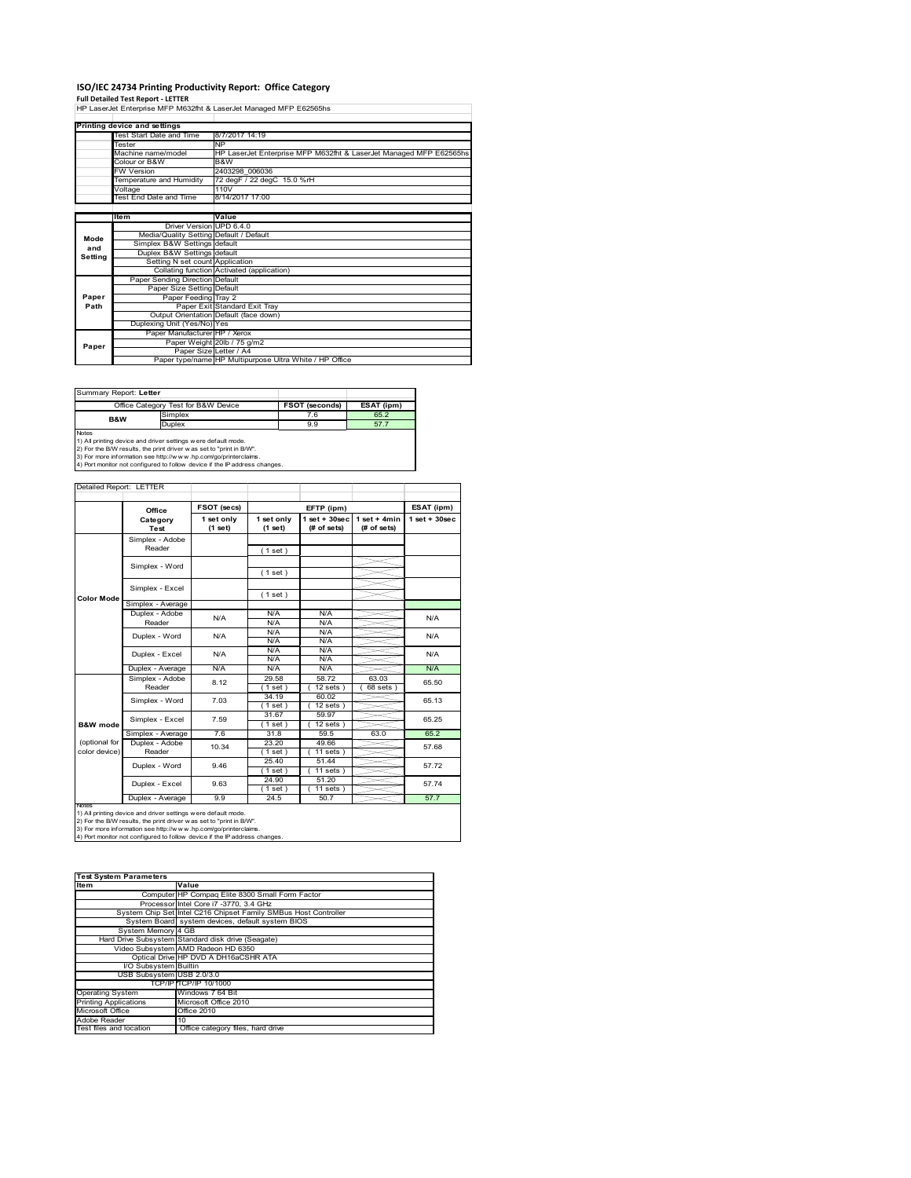# ISO/IEC 24734 Printing Productivity Report: Office Category

**Full Detailed Test Report - LETTER**

HP LaserJet Enterprise MFP M632fht & LaserJet Managed MFP E62565hs

| Printing device and settings | |
|---|---|
| Test Start Date and Time | 8/7/2017 14:19 |
| Tester | NP |
| Machine name/model | HP LaserJet Enterprise MFP M632fht & LaserJet Managed MFP E62565hs |
| Colour or B&W | B&W |
| FW Version | 2403298_006036 |
| Temperature and Humidity | 72 degF / 22 degC 15.0 %rH |
| Voltage | 110V |
| Test End Date and Time | 8/14/2017 17:00 |

| | Item | Value |
|---|---|---|
| Mode and Setting | Driver Version | UPD 6.4.0 |
| | Media/Quality Setting | Default / Default |
| | Simplex B&W Settings | default |
| | Duplex B&W Settings | default |
| | Setting N set count | Application |
| | Collating function | Activated (application) |
| Paper Path | Paper Sending Direction | Default |
| | Paper Size Setting | Default |
| | Paper Feeding | Tray 2 |
| | Paper Exit | Standard Exit Tray |
| | Output Orientation | Default (face down) |
| | Duplexing Unit (Yes/No) | Yes |
| Paper | Paper Manufacturer | HP / Xerox |
| | Paper Weight | 20lb / 75 g/m2 |
| | Paper Size | Letter / A4 |
| | Paper type/name | HP Multipurpose Ultra White / HP Office |

Summary Report: **Letter**

| Office Category Test for B&W Device | | FSOT (seconds) | ESAT (ipm) |
|---|---|---|---|
| B&W | Simplex | 7.6 | 65.2 |
| | Duplex | 9.9 | 57.7 |

Notes
1) All printing device and driver settings were default mode.
2) For the B/W results, the print driver was set to "print in B/W".
3) For more information see http://www.hp.com/go/printerclaims.
4) Port monitor not configured to follow device if the IP address changes.

Detailed Report: LETTER

| | Office Category Test | FSOT (secs) 1 set only (1 set) | EFTP (ipm) 1 set only (1 set) | EFTP (ipm) 1 set + 30sec (# of sets) | EFTP (ipm) 1 set + 4min (# of sets) | ESAT (ipm) 1 set + 30sec |
|---|---|---|---|---|---|---|
| Color Mode | Simplex - Adobe Reader | | (1 set) | | | |
| | Simplex - Word | | (1 set) | | | |
| | Simplex - Excel | | (1 set) | | | |
| | Simplex - Average | | | | | |
| | Duplex - Adobe Reader | N/A | N/A<br>N/A | N/A<br>N/A | | N/A |
| | Duplex - Word | N/A | N/A<br>N/A | N/A<br>N/A | | N/A |
| | Duplex - Excel | N/A | N/A<br>N/A | N/A<br>N/A | | N/A |
| | Duplex - Average | N/A | N/A | N/A | | N/A |
| B&W mode (optional for color device) | Simplex - Adobe Reader | 8.12 | 29.58<br>(1 set) | 58.72<br>(12 sets) | 63.03<br>(68 sets) | 65.50 |
| | Simplex - Word | 7.03 | 34.19<br>(1 set) | 60.02<br>(12 sets) | | 65.13 |
| | Simplex - Excel | 7.59 | 31.67<br>(1 set) | 59.97<br>(12 sets) | | 65.25 |
| | Simplex - Average | 7.6 | 31.8 | 59.5 | 63.0 | 65.2 |
| | Duplex - Adobe Reader | 10.34 | 23.20<br>(1 set) | 49.66<br>(11 sets) | | 57.68 |
| | Duplex - Word | 9.46 | 25.40<br>(1 set) | 51.44<br>(11 sets) | | 57.72 |
| | Duplex - Excel | 9.63 | 24.90<br>(1 set) | 51.20<br>(11 sets) | | 57.74 |
| | Duplex - Average | 9.9 | 24.5 | 50.7 | | 57.7 |

Notes
1) All printing device and driver settings were default mode.
2) For the B/W results, the print driver was set to "print in B/W".
3) For more information see http://www.hp.com/go/printerclaims.
4) Port monitor not configured to follow device if the IP address changes.

| Test System Parameters | |
|---|---|
| **Item** | **Value** |
| Computer | HP Compaq Elite 8300 Small Form Factor |
| Processor | Intel Core i7 -3770, 3.4 GHz |
| System Chip Set | Intel C216 Chipset Family SMBus Host Controller |
| System Board | system devices, default system BIOS |
| System Memory | 4 GB |
| Hard Drive Subsystem | Standard disk drive (Seagate) |
| Video Subsystem | AMD Radeon HD 6350 |
| Optical Drive | HP DVD A DH16aCSHR ATA |
| I/O Subsystem | Builtin |
| USB Subsystem | USB 2.0/3.0 |
| TCP/IP | TCP/IP 10/1000 |
| Operating System | Windows 7 64 Bit |
| Printing Applications | Microsoft Office 2010 |
| Microsoft Office | Office 2010 |
| Adobe Reader | 10 |
| Test files and location | Office category files, hard drive |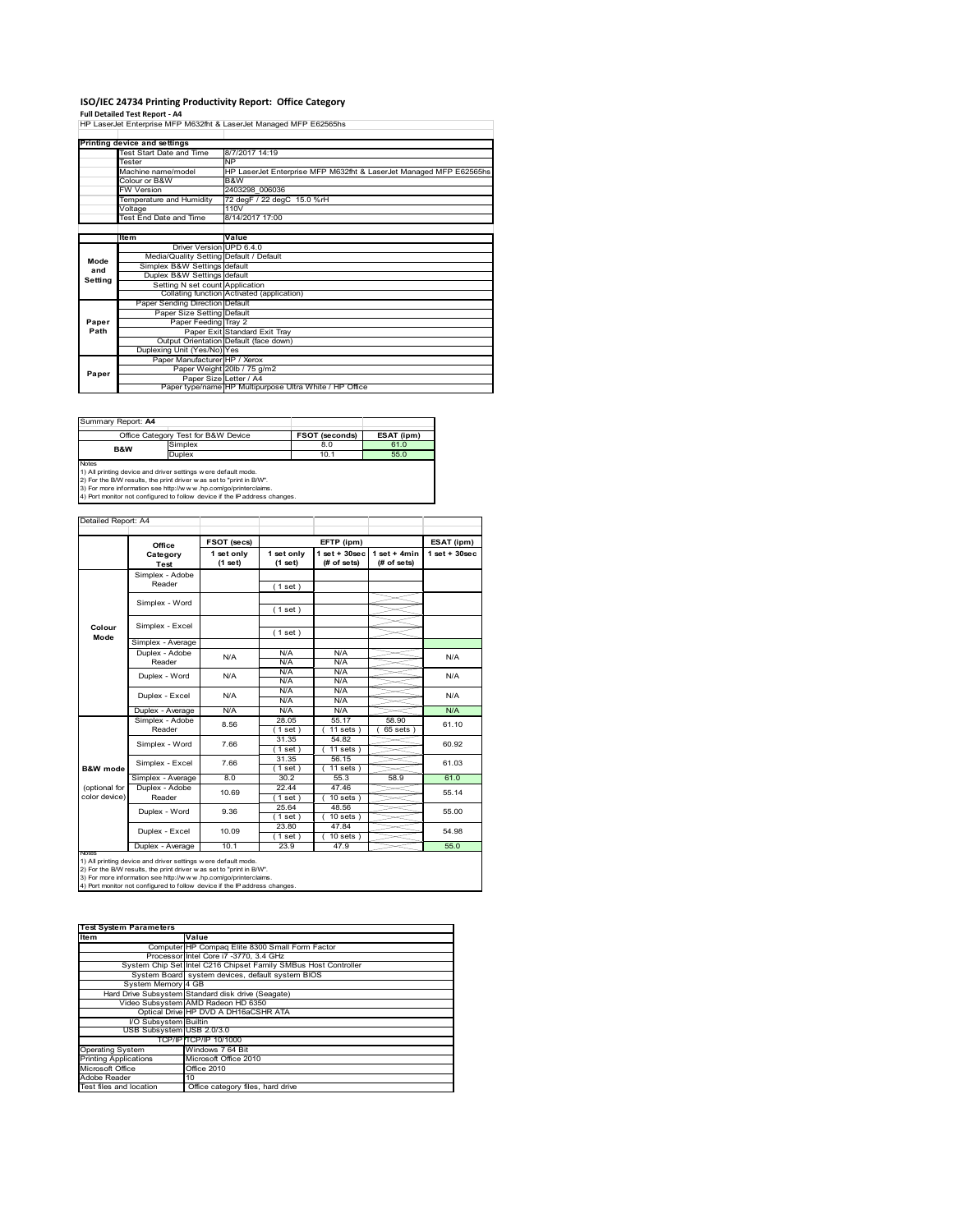# ISO/IEC 24734 Printing Productivity Report: Office Category

**Full Detailed Test Report - A4**

HP LaserJet Enterprise MFP M632fht & LaserJet Managed MFP E62565hs

| Printing device and settings | |
|---|---|
| Test Start Date and Time | 8/7/2017 14:19 |
| Tester | NP |
| Machine name/model | HP LaserJet Enterprise MFP M632fht & LaserJet Managed MFP E62565hs |
| Colour or B&W | B&W |
| FW Version | 2403298_006036 |
| Temperature and Humidity | 72 degF / 22 degC 15.0 %rH |
| Voltage | 110V |
| Test End Date and Time | 8/14/2017 17:00 |

| | Item | Value |
|---|---|---|
| Mode and Setting | Driver Version | UPD 6.4.0 |
| | Media/Quality Setting | Default / Default |
| | Simplex B&W Settings | default |
| | Duplex B&W Settings | default |
| | Setting N set count | Application |
| | Collating function | Activated (application) |
| Paper Path | Paper Sending Direction | Default |
| | Paper Size Setting | Default |
| | Paper Feeding | Tray 2 |
| | Paper Exit | Standard Exit Tray |
| | Output Orientation | Default (face down) |
| | Duplexing Unit (Yes/No) | Yes |
| Paper | Paper Manufacturer | HP / Xerox |
| | Paper Weight | 20lb / 75 g/m2 |
| | Paper Size | Letter / A4 |
| | Paper type/name | HP Multipurpose Ultra White / HP Office |

Summary Report: **A4**

| Office Category Test for B&W Device | | FSOT (seconds) | ESAT (ipm) |
|---|---|---|---|
| B&W | Simplex | 8.0 | 61.0 |
| | Duplex | 10.1 | 55.0 |

Notes
1) All printing device and driver settings were default mode.
2) For the B/W results, the print driver was set to "print in B/W".
3) For more information see http://www.hp.com/go/printerclaims.
4) Port monitor not configured to follow device if the IP address changes.

Detailed Report: A4

| | Office Category Test | FSOT (secs) 1 set only (1 set) | EFTP (ipm) 1 set only (1 set) | EFTP (ipm) 1 set + 30sec (# of sets) | EFTP (ipm) 1 set + 4min (# of sets) | ESAT (ipm) 1 set + 30sec |
|---|---|---|---|---|---|---|
| Colour Mode | Simplex - Adobe Reader | | (1 set) | | | |
| | Simplex - Word | | (1 set) | | | |
| | Simplex - Excel | | (1 set) | | | |
| | Simplex - Average | | | | | |
| | Duplex - Adobe Reader | N/A | N/A N/A | N/A N/A | | N/A |
| | Duplex - Word | N/A | N/A N/A | N/A N/A | | N/A |
| | Duplex - Excel | N/A | N/A N/A | N/A N/A | | N/A |
| | Duplex - Average | N/A | N/A | N/A | | N/A |
| B&W mode (optional for color device) | Simplex - Adobe Reader | 8.56 | 28.05 (1 set) | 55.17 (11 sets) | 58.90 (65 sets) | 61.10 |
| | Simplex - Word | 7.66 | 31.35 (1 set) | 54.82 (11 sets) | | 60.92 |
| | Simplex - Excel | 7.66 | 31.35 (1 set) | 56.15 (11 sets) | | 61.03 |
| | Simplex - Average | 8.0 | 30.2 | 55.3 | 58.9 | 61.0 |
| | Duplex - Adobe Reader | 10.69 | 22.44 (1 set) | 47.46 (10 sets) | | 55.14 |
| | Duplex - Word | 9.36 | 25.64 (1 set) | 48.56 (10 sets) | | 55.00 |
| | Duplex - Excel | 10.09 | 23.80 (1 set) | 47.84 (10 sets) | | 54.98 |
| | Duplex - Average | 10.1 | 23.9 | 47.9 | | 55.0 |

Notes
1) All printing device and driver settings were default mode.
2) For the B/W results, the print driver was set to "print in B/W".
3) For more information see http://www.hp.com/go/printerclaims.
4) Port monitor not configured to follow device if the IP address changes.

| Test System Parameters | |
|---|---|
| **Item** | **Value** |
| Computer | HP Compaq Elite 8300 Small Form Factor |
| Processor | Intel Core i7 -3770, 3.4 GHz |
| System Chip Set | Intel C216 Chipset Family SMBus Host Controller |
| System Board | system devices, default system BIOS |
| System Memory | 4 GB |
| Hard Drive Subsystem | Standard disk drive (Seagate) |
| Video Subsystem | AMD Radeon HD 6350 |
| Optical Drive | HP DVD A DH16aCSHR ATA |
| I/O Subsystem | Builtin |
| USB Subsystem | USB 2.0/3.0 |
| TCP/IP | TCP/IP 10/1000 |
| Operating System | Windows 7 64 Bit |
| Printing Applications | Microsoft Office 2010 |
| Microsoft Office | Office 2010 |
| Adobe Reader | 10 |
| Test files and location | Office category files, hard drive |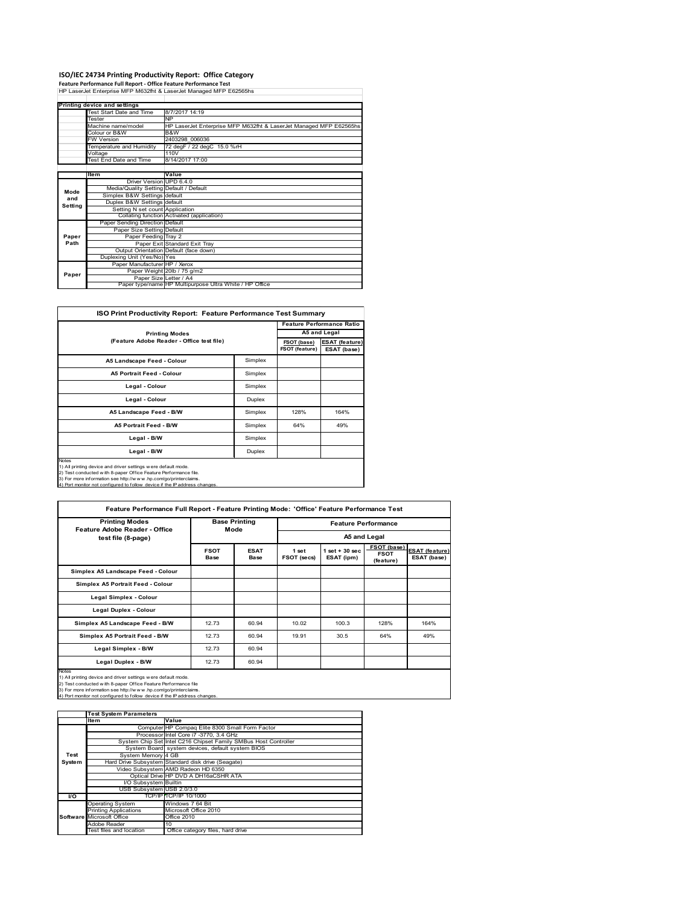# ISO/IEC 24734 Printing Productivity Report: Office Category

**Feature Performance Full Report - Office Feature Performance Test**

HP LaserJet Enterprise MFP M632fht & LaserJet Managed MFP E62565hs

| Printing device and settings | |
|---|---|
| Test Start Date and Time | 8/7/2017 14:19 |
| Tester | NP |
| Machine name/model | HP LaserJet Enterprise MFP M632fht & LaserJet Managed MFP E62565hs |
| Colour or B&W | B&W |
| FW Version | 2403298_006036 |
| Temperature and Humidity | 72 degF / 22 degC 15.0 %rH |
| Voltage | 110V |
| Test End Date and Time | 8/14/2017 17:00 |

| | Item | Value |
|---|---|---|
| Mode and Setting | Driver Version | UPD 6.4.0 |
| | Media/Quality Setting | Default / Default |
| | Simplex B&W Settings | default |
| | Duplex B&W Settings | default |
| | Setting N set count | Application |
| | Collating function | Activated (application) |
| Paper Path | Paper Sending Direction | Default |
| | Paper Size Setting | Default |
| | Paper Feeding | Tray 2 |
| | Paper Exit | Standard Exit Tray |
| | Output Orientation | Default (face down) |
| | Duplexing Unit (Yes/No) | Yes |
| Paper | Paper Manufacturer | HP / Xerox |
| | Paper Weight | 20lb / 75 g/m2 |
| | Paper Size | Letter / A4 |
| | Paper type/name | HP Multipurpose Ultra White / HP Office |

**ISO Print Productivity Report: Feature Performance Test Summary**

| Printing Modes (Feature Adobe Reader - Office test file) | | Feature Performance Ratio A5 and Legal | |
|---|---|---|---|
| | | FSOT (base) / FSOT (feature) | ESAT (feature) / ESAT (base) |
| A5 Landscape Feed - Colour | Simplex | | |
| A5 Portrait Feed - Colour | Simplex | | |
| Legal - Colour | Simplex | | |
| Legal - Colour | Duplex | | |
| A5 Landscape Feed - B/W | Simplex | 128% | 164% |
| A5 Portrait Feed - B/W | Simplex | 64% | 49% |
| Legal - B/W | Simplex | | |
| Legal - B/W | Duplex | | |

Notes
1) All printing device and driver settings were default mode.
2) Test conducted with 8-paper Office Feature Performance file.
3) For more information see http://www.hp.com/go/printerclaims.
4) Port monitor not configured to follow device if the IP address changes.

**Feature Performance Full Report - Feature Printing Mode: 'Office' Feature Performance Test**

| Printing Modes Feature Adobe Reader - Office test file (8-page) | Base Printing Mode | | Feature Performance A5 and Legal | | | |
|---|---|---|---|---|---|---|
| | FSOT Base | ESAT Base | 1 set FSOT (secs) | 1 set + 30 sec ESAT (ipm) | FSOT (base) / FSOT (feature) | ESAT (feature) / ESAT (base) |
| Simplex A5 Landscape Feed - Colour | | | | | | |
| Simplex A5 Portrait Feed - Colour | | | | | | |
| Legal Simplex - Colour | | | | | | |
| Legal Duplex - Colour | | | | | | |
| Simplex A5 Landscape Feed - B/W | 12.73 | 60.94 | 10.02 | 100.3 | 128% | 164% |
| Simplex A5 Portrait Feed - B/W | 12.73 | 60.94 | 19.91 | 30.5 | 64% | 49% |
| Legal Simplex - B/W | 12.73 | 60.94 | | | | |
| Legal Duplex - B/W | 12.73 | 60.94 | | | | |

Notes
1) All printing device and driver settings were default mode.
2) Test conducted with 8-paper Office Feature Performance file
3) For more information see http://www.hp.com/go/printerclaims.
4) Port monitor not configured to follow device if the IP address changes.

| | Test System Parameters | |
|---|---|---|
| | Item | Value |
| Test System | Computer | HP Compaq Elite 8300 Small Form Factor |
| | Processor | Intel Core i7 -3770, 3.4 GHz |
| | System Chip Set | Intel C216 Chipset Family SMBus Host Controller |
| | System Board | system devices, default system BIOS |
| | System Memory | 4 GB |
| | Hard Drive Subsystem | Standard disk drive (Seagate) |
| | Video Subsystem | AMD Radeon HD 6350 |
| | Optical Drive | HP DVD A DH16aCSHR ATA |
| | I/O Subsystem | Builtin |
| | USB Subsystem | USB 2.0/3.0 |
| I/O | TCP/IP | TCP/IP 10/1000 |
| Software | Operating System | Windows 7 64 Bit |
| | Printing Applications | Microsoft Office 2010 |
| | Microsoft Office | Office 2010 |
| | Adobe Reader | 10 |
| | Test files and location | Office category files, hard drive |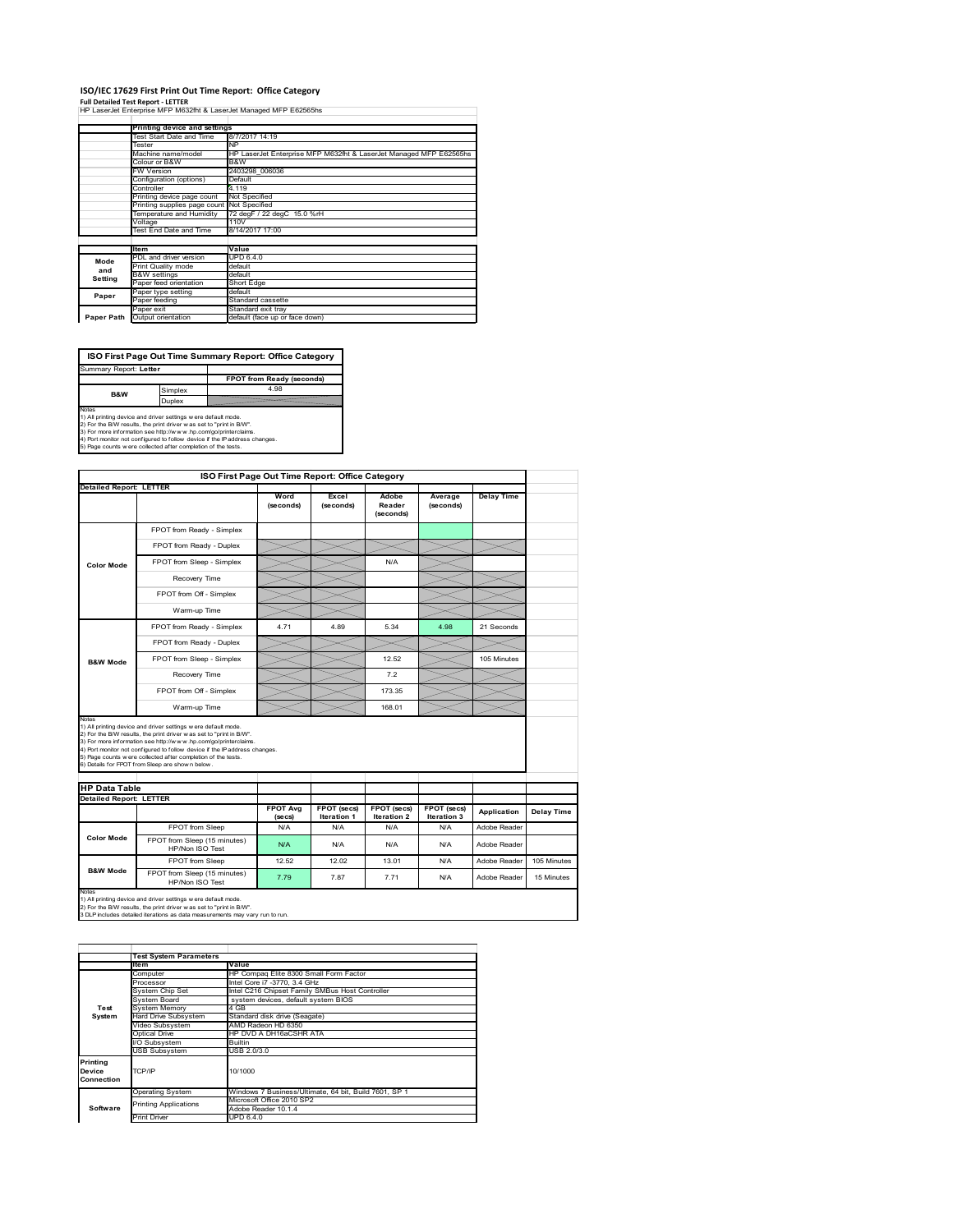# ISO/IEC 17629 First Print Out Time Report: Office Category

**Full Detailed Test Report - LETTER**

HP LaserJet Enterprise MFP M632fht & LaserJet Managed MFP E62565hs

| | Printing device and settings | |
|---|---|---|
| | Test Start Date and Time | 8/7/2017 14:19 |
| | Tester | NP |
| | Machine name/model | HP LaserJet Enterprise MFP M632fht & LaserJet Managed MFP E62565hs |
| | Colour or B&W | B&W |
| | FW Version | 2403298_006036 |
| | Configuration (options) | Default |
| | Controller | 4.119 |
| | Printing device page count | Not Specified |
| | Printing supplies page count | Not Specified |
| | Temperature and Humidity | 72 degF / 22 degC 15.0 %rH |
| | Voltage | 110V |
| | Test End Date and Time | 8/14/2017 17:00 |

| | Item | Value |
|---|---|---|
| Mode and Setting | PDL and driver version | UPD 6.4.0 |
| | Print Quality mode | default |
| | B&W settings | default |
| | Paper feed orientation | Short Edge |
| Paper | Paper type setting | default |
| | Paper feeding | Standard cassette |
| | Paper exit | Standard exit tray |
| Paper Path | Output orientation | default (face up or face down) |

## ISO First Page Out Time Summary Report: Office Category

| Summary Report: **Letter** | | |
|---|---|---|
| | | FPOT from Ready (seconds) |
| B&W | Simplex | 4.98 |
| | Duplex | |

Notes
1) All printing device and driver settings were default mode.
2) For the B/W results, the print driver was set to "print in B/W".
3) For more information see http://www.hp.com/go/printerclaims.
4) Port monitor not configured to follow device if the IP address changes.
5) Page counts were collected after completion of the tests.

## ISO First Page Out Time Report: Office Category

| Detailed Report: LETTER | | Word (seconds) | Excel (seconds) | Adobe Reader (seconds) | Average (seconds) | Delay Time |
|---|---|---|---|---|---|---|
| Color Mode | FPOT from Ready - Simplex | | | | | |
| | FPOT from Ready - Duplex | | | | | |
| | FPOT from Sleep - Simplex | | | N/A | | |
| | Recovery Time | | | | | |
| | FPOT from Off - Simplex | | | | | |
| | Warm-up Time | | | | | |
| B&W Mode | FPOT from Ready - Simplex | 4.71 | 4.89 | 5.34 | 4.98 | 21 Seconds |
| | FPOT from Ready - Duplex | | | | | |
| | FPOT from Sleep - Simplex | | | 12.52 | | 105 Minutes |
| | Recovery Time | | | 7.2 | | |
| | FPOT from Off - Simplex | | | 173.35 | | |
| | Warm-up Time | | | 168.01 | | |

Notes
1) All printing device and driver settings were default mode.
2) For the B/W results, the print driver was set to "print in B/W".
3) For more information see http://www.hp.com/go/printerclaims.
4) Port monitor not configured to follow device if the IP address changes.
5) Page counts were collected after completion of the tests.
6) Details for FPOT from Sleep are shown below.

## HP Data Table

| Detailed Report: LETTER | | FPOT Avg (secs) | FPOT (secs) Iteration 1 | FPOT (secs) Iteration 2 | FPOT (secs) Iteration 3 | Application | Delay Time |
|---|---|---|---|---|---|---|---|
| Color Mode | FPOT from Sleep | N/A | N/A | N/A | N/A | Adobe Reader | |
| | FPOT from Sleep (15 minutes) HP/Non ISO Test | N/A | N/A | N/A | N/A | Adobe Reader | |
| B&W Mode | FPOT from Sleep | 12.52 | 12.02 | 13.01 | N/A | Adobe Reader | 105 Minutes |
| | FPOT from Sleep (15 minutes) HP/Non ISO Test | 7.79 | 7.87 | 7.71 | N/A | Adobe Reader | 15 Minutes |

Notes
1) All printing device and driver settings were default mode.
2) For the B/W results, the print driver was set to "print in B/W".
3 DLP includes detailed iterations as data measurements may vary run to run.

| | Test System Parameters | |
|---|---|---|
| | Item | Value |
| Test System | Computer | HP Compaq Elite 8300 Small Form Factor |
| | Processor | Intel Core i7 -3770, 3.4 GHz |
| | System Chip Set | Intel C216 Chipset Family SMBus Host Controller |
| | System Board | system devices, default system BIOS |
| | System Memory | 4 GB |
| | Hard Drive Subsystem | Standard disk drive (Seagate) |
| | Video Subsystem | AMD Radeon HD 6350 |
| | Optical Drive | HP DVD A DH16aCSHR ATA |
| | I/O Subsystem | Builtin |
| | USB Subsystem | USB 2.0/3.0 |
| Printing Device Connection | TCP/IP | 10/1000 |
| Software | Operating System | Windows 7 Business/Ultimate, 64 bit, Build 7601, SP 1 |
| | Printing Applications | Microsoft Office 2010 SP2 |
| | | Adobe Reader 10.1.4 |
| | Print Driver | UPD 6.4.0 |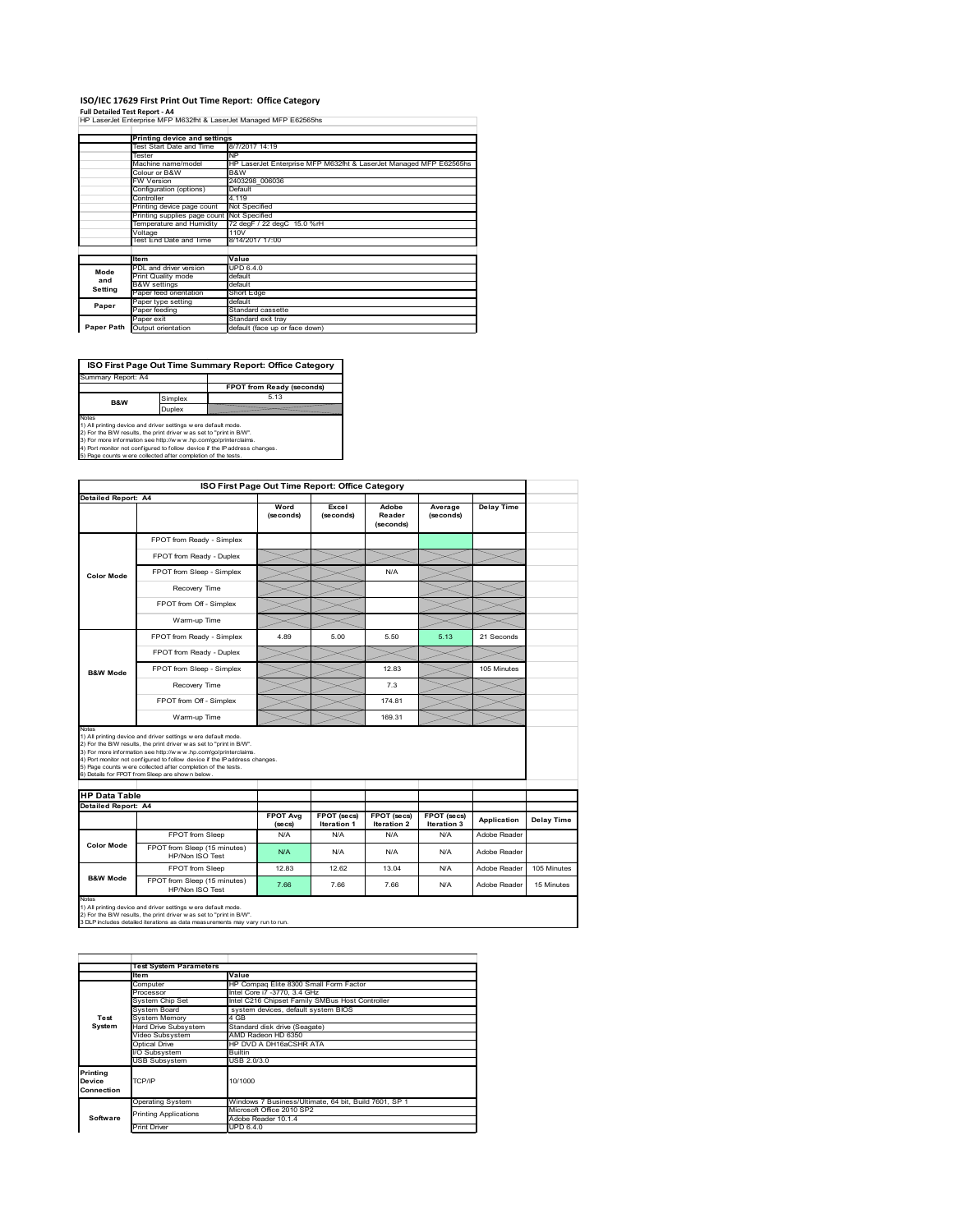# ISO/IEC 17629 First Print Out Time Report: Office Category

**Full Detailed Test Report - A4**

HP LaserJet Enterprise MFP M632fht & LaserJet Managed MFP E62565hs

| | Printing device and settings | |
|---|---|---|
| | Test Start Date and Time | 8/7/2017 14:19 |
| | Tester | NP |
| | Machine name/model | HP LaserJet Enterprise MFP M632fht & LaserJet Managed MFP E62565hs |
| | Colour or B&W | B&W |
| | FW Version | 2403298_006036 |
| | Configuration (options) | Default |
| | Controller | 4.119 |
| | Printing device page count | Not Specified |
| | Printing supplies page count | Not Specified |
| | Temperature and Humidity | 72 degF / 22 degC 15.0 %rH |
| | Voltage | 110V |
| | Test End Date and Time | 8/14/2017 17:00 |

| | Item | Value |
|---|---|---|
| Mode and Setting | PDL and driver version | UPD 6.4.0 |
| | Print Quality mode | default |
| | B&W settings | default |
| | Paper feed orientation | Short Edge |
| Paper | Paper type setting | default |
| | Paper feeding | Standard cassette |
| | Paper exit | Standard exit tray |
| Paper Path | Output orientation | default (face up or face down) |

## ISO First Page Out Time Summary Report: Office Category

Summary Report: A4

| | | FPOT from Ready (seconds) |
|---|---|---|
| B&W | Simplex | 5.13 |
| | Duplex | |

Notes
1) All printing device and driver settings were default mode.
2) For the B/W results, the print driver was set to "print in B/W".
3) For more information see http://www.hp.com/go/printerclaims.
4) Port monitor not configured to follow device if the IP address changes.
5) Page counts were collected after completion of the tests.

## ISO First Page Out Time Report: Office Category

Detailed Report: A4

| | | Word (seconds) | Excel (seconds) | Adobe Reader (seconds) | Average (seconds) | Delay Time |
|---|---|---|---|---|---|---|
| Color Mode | FPOT from Ready - Simplex | | | | | |
| | FPOT from Ready - Duplex | | | | | |
| | FPOT from Sleep - Simplex | | | N/A | | |
| | Recovery Time | | | | | |
| | FPOT from Off - Simplex | | | | | |
| | Warm-up Time | | | | | |
| B&W Mode | FPOT from Ready - Simplex | 4.89 | 5.00 | 5.50 | 5.13 | 21 Seconds |
| | FPOT from Ready - Duplex | | | | | |
| | FPOT from Sleep - Simplex | | | 12.83 | | 105 Minutes |
| | Recovery Time | | | 7.3 | | |
| | FPOT from Off - Simplex | | | 174.81 | | |
| | Warm-up Time | | | 169.31 | | |

Notes
1) All printing device and driver settings were default mode.
2) For the B/W results, the print driver was set to "print in B/W".
3) For more information see http://www.hp.com/go/printerclaims.
4) Port monitor not configured to follow device if the IP address changes.
5) Page counts were collected after completion of the tests.
6) Details for FPOT from Sleep are shown below.

## HP Data Table

Detailed Report: A4

| | | FPOT Avg (secs) | FPOT (secs) Iteration 1 | FPOT (secs) Iteration 2 | FPOT (secs) Iteration 3 | Application | Delay Time |
|---|---|---|---|---|---|---|---|
| Color Mode | FPOT from Sleep | N/A | N/A | N/A | N/A | Adobe Reader | |
| | FPOT from Sleep (15 minutes) HP/Non ISO Test | N/A | N/A | N/A | N/A | Adobe Reader | |
| B&W Mode | FPOT from Sleep | 12.83 | 12.62 | 13.04 | N/A | Adobe Reader | 105 Minutes |
| | FPOT from Sleep (15 minutes) HP/Non ISO Test | 7.66 | 7.66 | 7.66 | N/A | Adobe Reader | 15 Minutes |

Notes
1) All printing device and driver settings were default mode.
2) For the B/W results, the print driver was set to "print in B/W".
3 DLP includes detailed iterations as data measurements may vary run to run.

| | Test System Parameters | |
|---|---|---|
| | Item | Value |
| Test System | Computer | HP Compaq Elite 8300 Small Form Factor |
| | Processor | Intel Core i7 -3770, 3.4 GHz |
| | System Chip Set | Intel C216 Chipset Family SMBus Host Controller |
| | System Board | system devices, default system BIOS |
| | System Memory | 4 GB |
| | Hard Drive Subsystem | Standard disk drive (Seagate) |
| | Video Subsystem | AMD Radeon HD 6350 |
| | Optical Drive | HP DVD A DH16aCSHR ATA |
| | I/O Subsystem | Builtin |
| | USB Subsystem | USB 2.0/3.0 |
| Printing Device Connection | TCP/IP | 10/1000 |
| Software | Operating System | Windows 7 Business/Ultimate, 64 bit, Build 7601, SP 1 |
| | Printing Applications | Microsoft Office 2010 SP2<br>Adobe Reader 10.1.4 |
| | Print Driver | UPD 6.4.0 |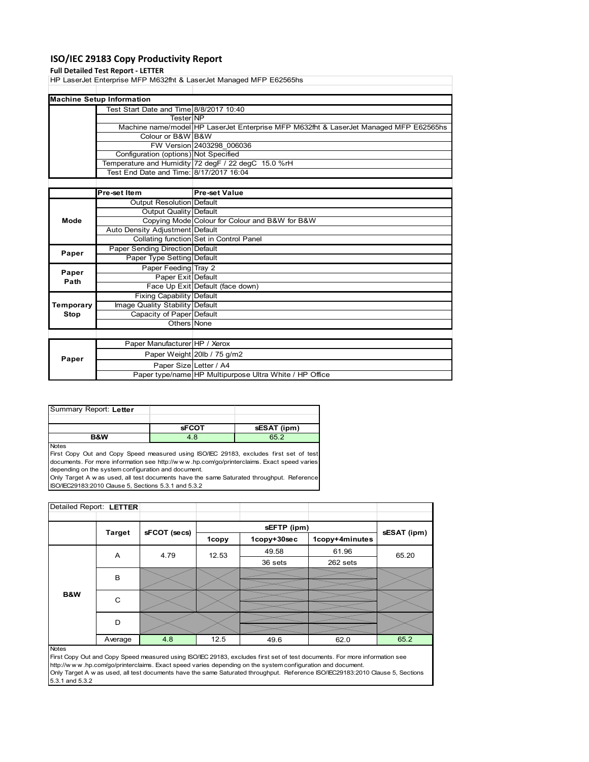# ISO/IEC 29183 Copy Productivity Report

**Full Detailed Test Report - LETTER**

HP LaserJet Enterprise MFP M632fht & LaserJet Managed MFP E62565hs

| Machine Setup Information | | |
|---|---|---|
| | Test Start Date and Time | 8/8/2017 10:40 |
| | Tester | NP |
| | Machine name/model | HP LaserJet Enterprise MFP M632fht & LaserJet Managed MFP E62565hs |
| | Colour or B&W | B&W |
| | FW Version | 2403298_006036 |
| | Configuration (options) | Not Specified |
| | Temperature and Humidity | 72 degF / 22 degC 15.0 %rH |
| | Test End Date and Time: | 8/17/2017 16:04 |

| | Pre-set Item | Pre-set Value |
|---|---|---|
| Mode | Output Resolution | Default |
| | Output Quality | Default |
| | Copying Mode | Colour for Colour and B&W for B&W |
| | Auto Density Adjustment | Default |
| | Collating function | Set in Control Panel |
| Paper | Paper Sending Direction | Default |
| | Paper Type Setting | Default |
| Paper Path | Paper Feeding | Tray 2 |
| | Paper Exit | Default |
| | Face Up Exit | Default (face down) |
| Temporary Stop | Fixing Capability | Default |
| | Image Quality Stability | Default |
| | Capacity of Paper | Default |
| | Others | None |

| | | |
|---|---|---|
| Paper | Paper Manufacturer | HP / Xerox |
| | Paper Weight | 20lb / 75 g/m2 |
| | Paper Size | Letter / A4 |
| | Paper type/name | HP Multipurpose Ultra White / HP Office |

| Summary Report: **Letter** | | |
|---|---|---|
| | **sFCOT** | **sESAT (ipm)** |
| **B&W** | 4.8 | 65.2 |

Notes

First Copy Out and Copy Speed measured using ISO/IEC 29183, excludes first set of test documents. For more information see http://w w w .hp.com/go/printerclaims. Exact speed varies depending on the system configuration and document.

Only Target A w as used, all test documents have the same Saturated throughput. Reference ISO/IEC29183:2010 Clause 5, Sections 5.3.1 and 5.3.2

| Detailed Report: **LETTER** | | | | | | |
|---|---|---|---|---|---|---|
| | **Target** | **sFCOT (secs)** | **sEFTP (ipm)** | | | **sESAT (ipm)** |
| | | | **1copy** | **1copy+30sec** | **1copy+4minutes** | |
| **B&W** | A | 4.79 | 12.53 | 49.58 | 61.96 | 65.20 |
| | | | | 36 sets | 262 sets | |
| | B | | | | | |
| | C | | | | | |
| | D | | | | | |
| | Average | 4.8 | 12.5 | 49.6 | 62.0 | 65.2 |

Notes

First Copy Out and Copy Speed measured using ISO/IEC 29183, excludes first set of test documents. For more information see http://w w w .hp.com/go/printerclaims. Exact speed varies depending on the system configuration and document.

Only Target A w as used, all test documents have the same Saturated throughput. Reference ISO/IEC29183:2010 Clause 5, Sections 5.3.1 and 5.3.2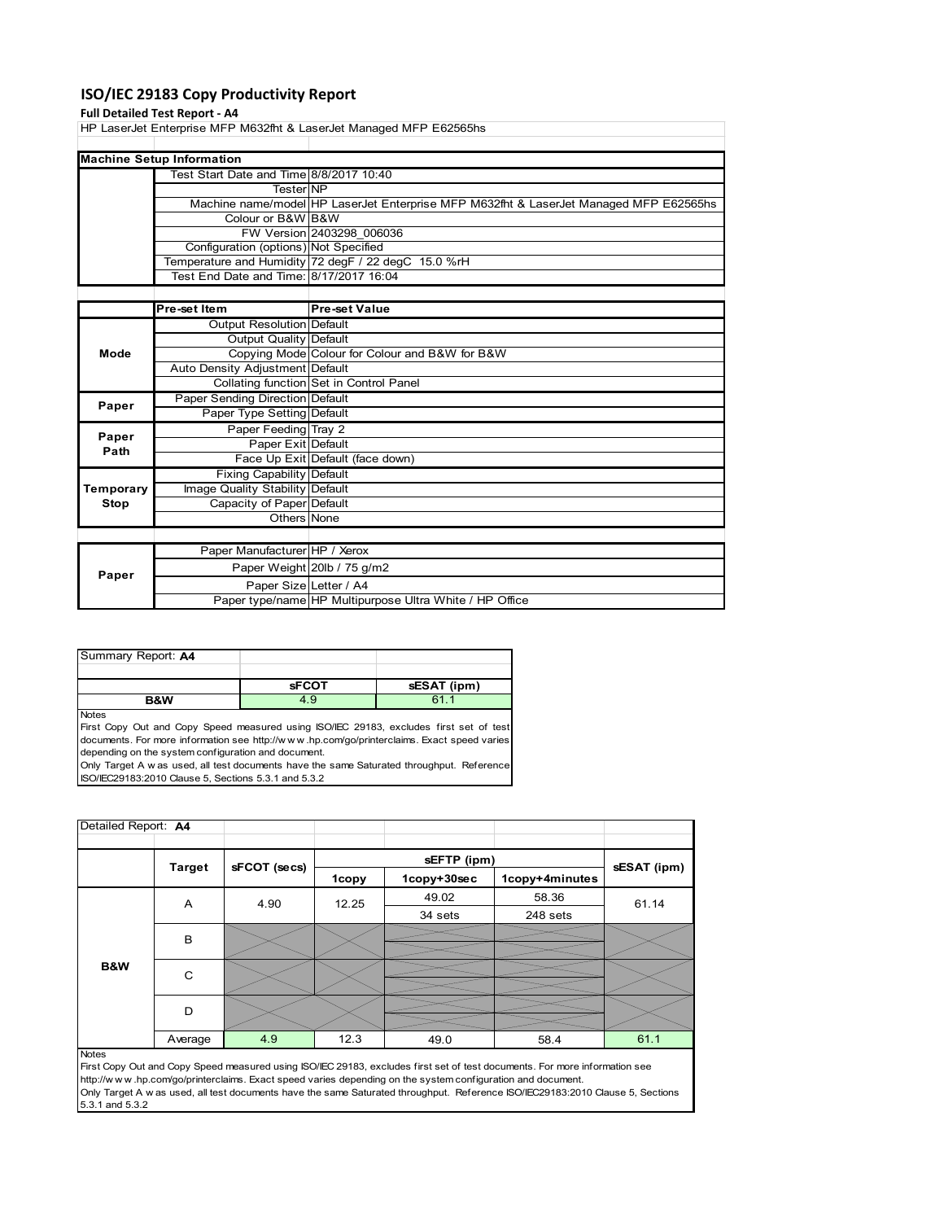# ISO/IEC 29183 Copy Productivity Report

**Full Detailed Test Report - A4**

HP LaserJet Enterprise MFP M632fht & LaserJet Managed MFP E62565hs

| Machine Setup Information | | |
|---|---|---|
| | Test Start Date and Time | 8/8/2017 10:40 |
| | Tester | NP |
| | Machine name/model | HP LaserJet Enterprise MFP M632fht & LaserJet Managed MFP E62565hs |
| | Colour or B&W | B&W |
| | FW Version | 2403298_006036 |
| | Configuration (options) | Not Specified |
| | Temperature and Humidity | 72 degF / 22 degC 15.0 %rH |
| | Test End Date and Time: | 8/17/2017 16:04 |

| | Pre-set Item | Pre-set Value |
|---|---|---|
| Mode | Output Resolution | Default |
| | Output Quality | Default |
| | Copying Mode | Colour for Colour and B&W for B&W |
| | Auto Density Adjustment | Default |
| | Collating function | Set in Control Panel |
| Paper | Paper Sending Direction | Default |
| | Paper Type Setting | Default |
| Paper Path | Paper Feeding | Tray 2 |
| | Paper Exit | Default |
| | Face Up Exit | Default (face down) |
| Temporary Stop | Fixing Capability | Default |
| | Image Quality Stability | Default |
| | Capacity of Paper | Default |
| | Others | None |

| | | |
|---|---|---|
| Paper | Paper Manufacturer | HP / Xerox |
| | Paper Weight | 20lb / 75 g/m2 |
| | Paper Size | Letter / A4 |
| | Paper type/name | HP Multipurpose Ultra White / HP Office |

**Summary Report: A4**

| | sFCOT | sESAT (ipm) |
|---|---|---|
| B&W | 4.9 | 61.1 |

Notes
First Copy Out and Copy Speed measured using ISO/IEC 29183, excludes first set of test documents. For more information see http://www.hp.com/go/printerclaims. Exact speed varies depending on the system configuration and document.
Only Target A was used, all test documents have the same Saturated throughput. Reference ISO/IEC29183:2010 Clause 5, Sections 5.3.1 and 5.3.2

**Detailed Report: A4**

| | Target | sFCOT (secs) | sEFTP (ipm) | | | sESAT (ipm) |
|---|---|---|---|---|---|---|
| | | | 1copy | 1copy+30sec | 1copy+4minutes | |
| B&W | A | 4.90 | 12.25 | 49.02 | 58.36 | 61.14 |
| | | | | 34 sets | 248 sets | |
| | B | | | | | |
| | C | | | | | |
| | D | | | | | |
| | Average | 4.9 | 12.3 | 49.0 | 58.4 | 61.1 |

Notes
First Copy Out and Copy Speed measured using ISO/IEC 29183, excludes first set of test documents. For more information see http://www.hp.com/go/printerclaims. Exact speed varies depending on the system configuration and document.
Only Target A was used, all test documents have the same Saturated throughput. Reference ISO/IEC29183:2010 Clause 5, Sections 5.3.1 and 5.3.2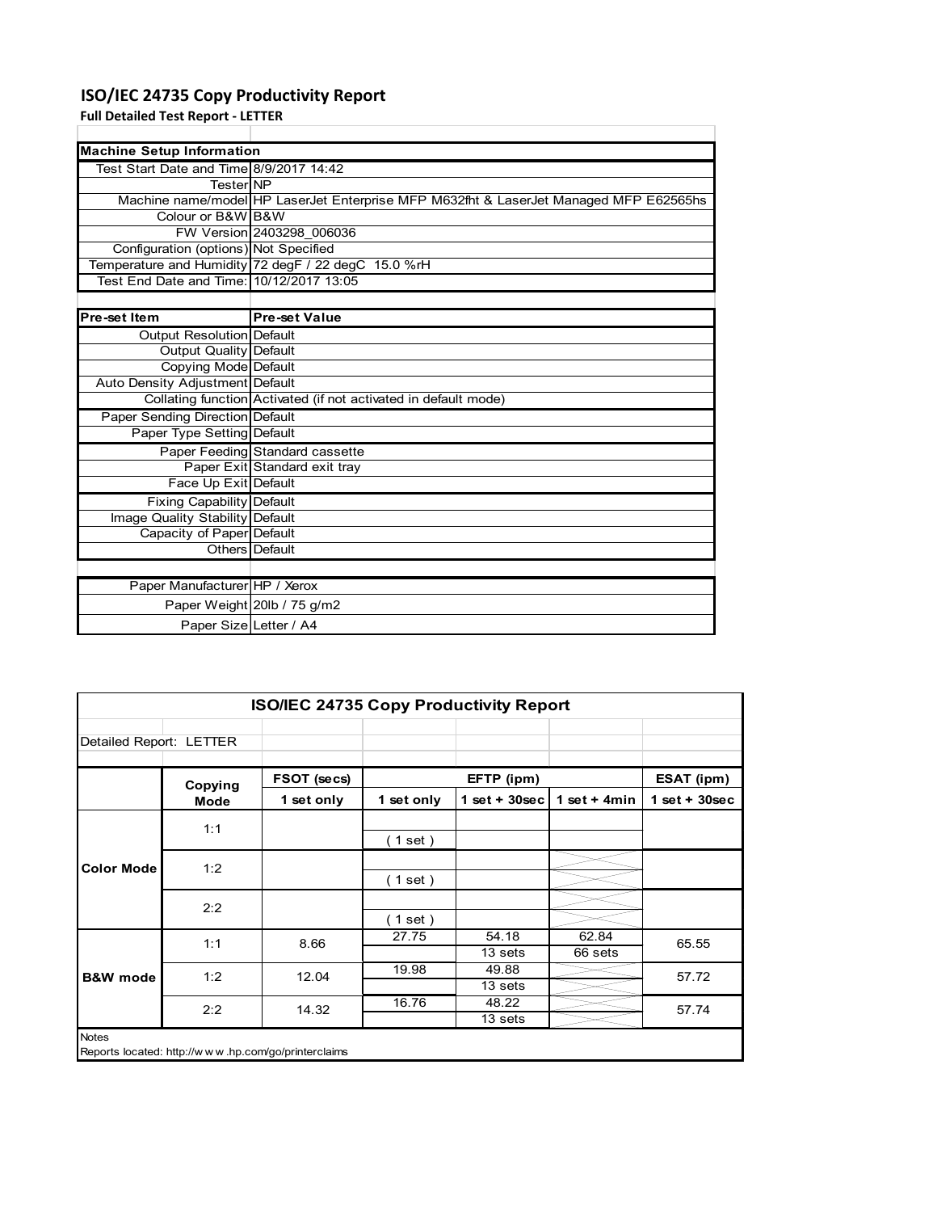# ISO/IEC 24735 Copy Productivity Report

**Full Detailed Test Report - LETTER**

| Machine Setup Information | |
|---|---|
| Test Start Date and Time | 8/9/2017 14:42 |
| Tester | NP |
| Machine name/model | HP LaserJet Enterprise MFP M632fht & LaserJet Managed MFP E62565hs |
| Colour or B&W | B&W |
| FW Version | 2403298_006036 |
| Configuration (options) | Not Specified |
| Temperature and Humidity | 72 degF / 22 degC 15.0 %rH |
| Test End Date and Time: | 10/12/2017 13:05 |

| Pre-set Item | Pre-set Value |
|---|---|
| Output Resolution | Default |
| Output Quality | Default |
| Copying Mode | Default |
| Auto Density Adjustment | Default |
| Collating function | Activated (if not activated in default mode) |
| Paper Sending Direction | Default |
| Paper Type Setting | Default |
| Paper Feeding | Standard cassette |
| Paper Exit | Standard exit tray |
| Face Up Exit | Default |
| Fixing Capability | Default |
| Image Quality Stability | Default |
| Capacity of Paper | Default |
| Others | Default |

| | |
|---|---|
| Paper Manufacturer | HP / Xerox |
| Paper Weight | 20lb / 75 g/m2 |
| Paper Size | Letter / A4 |

**ISO/IEC 24735 Copy Productivity Report**

Detailed Report: LETTER

| | Copying Mode | FSOT (secs) | EFTP (ipm) | | | ESAT (ipm) |
|---|---|---|---|---|---|---|
| | | 1 set only | 1 set only | 1 set + 30sec | 1 set + 4min | 1 set + 30sec |
| Color Mode | 1:1 | | ( 1 set ) | | | |
| | 1:2 | | ( 1 set ) | | | |
| | 2:2 | | ( 1 set ) | | | |
| B&W mode | 1:1 | 8.66 | 27.75 | 54.18<br>13 sets | 62.84<br>66 sets | 65.55 |
| | 1:2 | 12.04 | 19.98 | 49.88<br>13 sets | | 57.72 |
| | 2:2 | 14.32 | 16.76 | 48.22<br>13 sets | | 57.74 |

Notes

Reports located: http://www.hp.com/go/printerclaims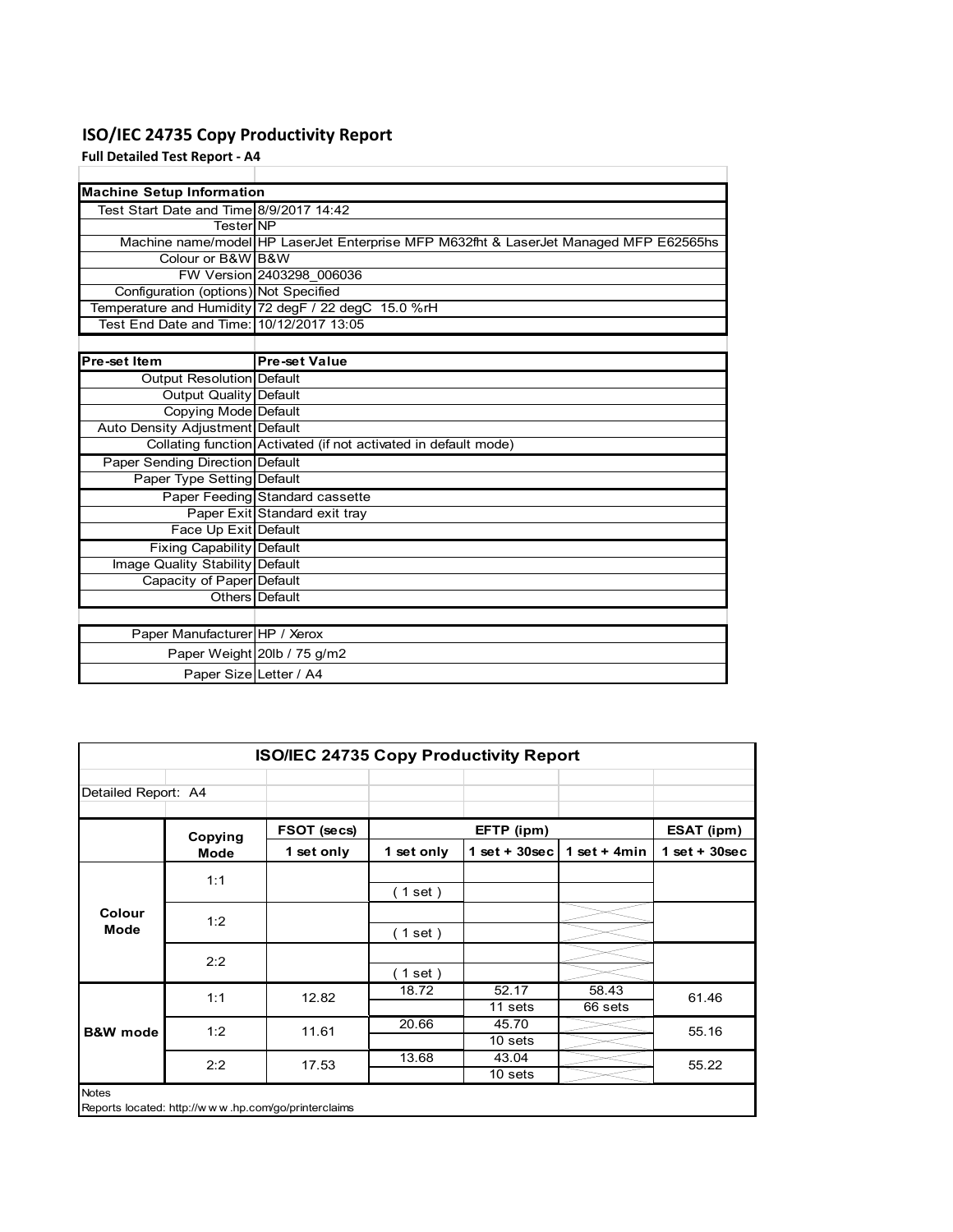# ISO/IEC 24735 Copy Productivity Report

**Full Detailed Test Report - A4**

| Machine Setup Information | |
|---|---|
| Test Start Date and Time | 8/9/2017 14:42 |
| Tester | NP |
| Machine name/model | HP LaserJet Enterprise MFP M632fht & LaserJet Managed MFP E62565hs |
| Colour or B&W | B&W |
| FW Version | 2403298_006036 |
| Configuration (options) | Not Specified |
| Temperature and Humidity | 72 degF / 22 degC 15.0 %rH |
| Test End Date and Time: | 10/12/2017 13:05 |

| Pre-set Item | Pre-set Value |
|---|---|
| Output Resolution | Default |
| Output Quality | Default |
| Copying Mode | Default |
| Auto Density Adjustment | Default |
| Collating function | Activated (if not activated in default mode) |
| Paper Sending Direction | Default |
| Paper Type Setting | Default |
| Paper Feeding | Standard cassette |
| Paper Exit | Standard exit tray |
| Face Up Exit | Default |
| Fixing Capability | Default |
| Image Quality Stability | Default |
| Capacity of Paper | Default |
| Others | Default |

| | |
|---|---|
| Paper Manufacturer | HP / Xerox |
| Paper Weight | 20lb / 75 g/m2 |
| Paper Size | Letter / A4 |

## ISO/IEC 24735 Copy Productivity Report

Detailed Report: A4

| | Copying Mode | FSOT (secs) | EFTP (ipm) | | | ESAT (ipm) |
|---|---|---|---|---|---|---|
| | | 1 set only | 1 set only | 1 set + 30sec | 1 set + 4min | 1 set + 30sec |
| Colour Mode | 1:1 | | ( 1 set ) | | | |
| | 1:2 | | ( 1 set ) | | | |
| | 2:2 | | ( 1 set ) | | | |
| B&W mode | 1:1 | 12.82 | 18.72 | 52.17<br>11 sets | 58.43<br>66 sets | 61.46 |
| | 1:2 | 11.61 | 20.66 | 45.70<br>10 sets | | 55.16 |
| | 2:2 | 17.53 | 13.68 | 43.04<br>10 sets | | 55.22 |

Notes

Reports located: http://w w w .hp.com/go/printerclaims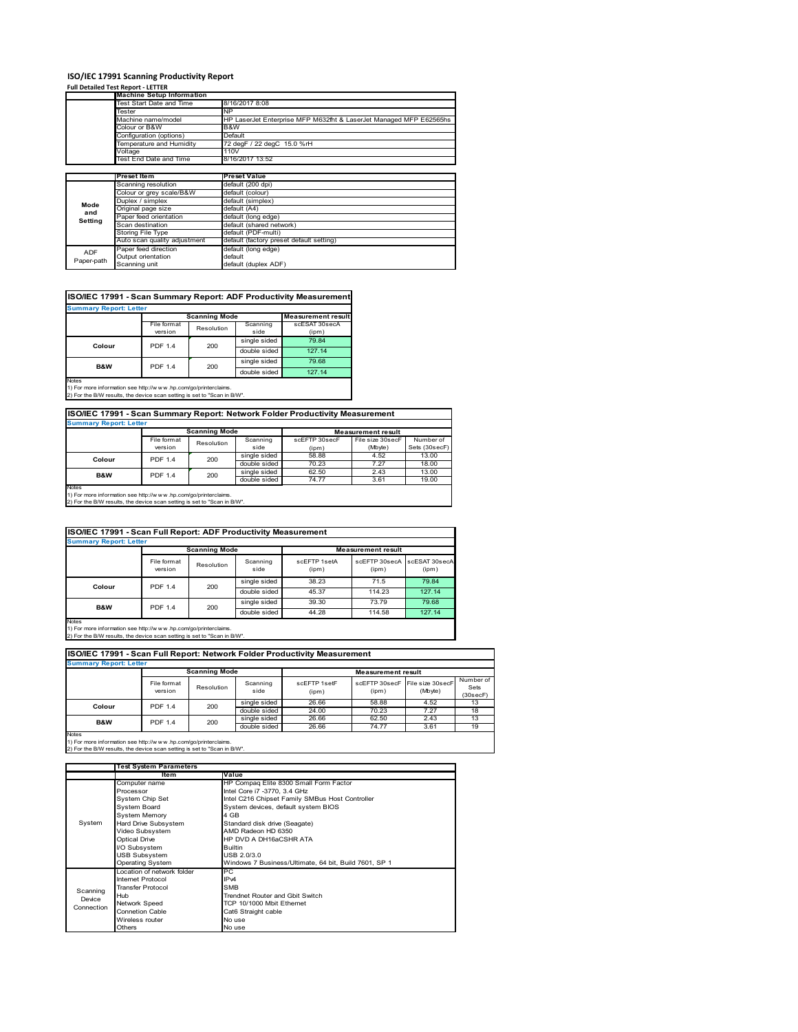# ISO/IEC 17991 Scanning Productivity Report

**Full Detailed Test Report - LETTER**

| | Machine Setup Information | |
|---|---|---|
| | Test Start Date and Time | 8/16/2017 8:08 |
| | Tester | NP |
| | Machine name/model | HP LaserJet Enterprise MFP M632fht & LaserJet Managed MFP E62565hs |
| | Colour or B&W | B&W |
| | Configuration (options) | Default |
| | Temperature and Humidity | 72 degF / 22 degC 15.0 %rH |
| | Voltage | 110V |
| | Test End Date and Time | 8/16/2017 13:52 |

| | Preset Item | Preset Value |
|---|---|---|
| Mode and Setting | Scanning resolution | default (200 dpi) |
| | Colour or grey scale/B&W | default (colour) |
| | Duplex / simplex | default (simplex) |
| | Original page size | default (A4) |
| | Paper feed orientation | default (long edge) |
| | Scan destination | default (shared network) |
| | Storing File Type | default (PDF-multi) |
| | Auto scan quality adjustment | default (factory preset default setting) |
| ADF Paper-path | Paper feed direction | default (long edge) |
| | Output orientation | default |
| | Scanning unit | default (duplex ADF) |

## ISO/IEC 17991 - Scan Summary Report: ADF Productivity Measurement

**Summary Report: Letter**

| | Scanning Mode | | | Measurement result |
|---|---|---|---|---|
| | File format version | Resolution | Scanning side | scESAT 30secA (ipm) |
| Colour | PDF 1.4 | 200 | single sided | 79.84 |
| | | | double sided | 127.14 |
| B&W | PDF 1.4 | 200 | single sided | 79.68 |
| | | | double sided | 127.14 |

Notes
1) For more information see http://www.hp.com/go/printerclaims.
2) For the B/W results, the device scan setting is set to "Scan in B/W".

## ISO/IEC 17991 - Scan Summary Report: Network Folder Productivity Measurement

**Summary Report: Letter**

| | Scanning Mode | | | Measurement result | | |
|---|---|---|---|---|---|---|
| | File format version | Resolution | Scanning side | scEFTP 30secF (ipm) | File size 30secF (Mbyte) | Number of Sets (30secF) |
| Colour | PDF 1.4 | 200 | single sided | 58.88 | 4.52 | 13.00 |
| | | | double sided | 70.23 | 7.27 | 18.00 |
| B&W | PDF 1.4 | 200 | single sided | 62.50 | 2.43 | 13.00 |
| | | | double sided | 74.77 | 3.61 | 19.00 |

Notes
1) For more information see http://www.hp.com/go/printerclaims.
2) For the B/W results, the device scan setting is set to "Scan in B/W".

## ISO/IEC 17991 - Scan Full Report: ADF Productivity Measurement

**Summary Report: Letter**

| | Scanning Mode | | | Measurement result | | |
|---|---|---|---|---|---|---|
| | File format version | Resolution | Scanning side | scEFTP 1setA (ipm) | scEFTP 30secA (ipm) | scESAT 30secA (ipm) |
| Colour | PDF 1.4 | 200 | single sided | 38.23 | 71.5 | 79.84 |
| | | | double sided | 45.37 | 114.23 | 127.14 |
| B&W | PDF 1.4 | 200 | single sided | 39.30 | 73.79 | 79.68 |
| | | | double sided | 44.28 | 114.58 | 127.14 |

Notes
1) For more information see http://www.hp.com/go/printerclaims.
2) For the B/W results, the device scan setting is set to "Scan in B/W".

## ISO/IEC 17991 - Scan Full Report: Network Folder Productivity Measurement

**Summary Report: Letter**

| | Scanning Mode | | | Measurement result | | | |
|---|---|---|---|---|---|---|---|
| | File format version | Resolution | Scanning side | scEFTP 1setF (ipm) | scEFTP 30secF (ipm) | File size 30secF (Mbyte) | Number of Sets (30secF) |
| Colour | PDF 1.4 | 200 | single sided | 26.66 | 58.88 | 4.52 | 13 |
| | | | double sided | 24.00 | 70.23 | 7.27 | 18 |
| B&W | PDF 1.4 | 200 | single sided | 26.66 | 62.50 | 2.43 | 13 |
| | | | double sided | 26.66 | 74.77 | 3.61 | 19 |

Notes
1) For more information see http://www.hp.com/go/printerclaims.
2) For the B/W results, the device scan setting is set to "Scan in B/W".

| | Test System Parameters | |
|---|---|---|
| | Item | Value |
| System | Computer name | HP Compaq Elite 8300 Small Form Factor |
| | Processor | Intel Core i7 -3770, 3.4 GHz |
| | System Chip Set | Intel C216 Chipset Family SMBus Host Controller |
| | System Board | System devices, default system BIOS |
| | System Memory | 4 GB |
| | Hard Drive Subsystem | Standard disk drive (Seagate) |
| | Video Subsystem | AMD Radeon HD 6350 |
| | Optical Drive | HP DVD A DH16aCSHR ATA |
| | I/O Subsystem | Builtin |
| | USB Subsystem | USB 2.0/3.0 |
| | Operating System | Windows 7 Business/Ultimate, 64 bit, Build 7601, SP 1 |
| Scanning Device Connection | Location of network folder | PC |
| | Internet Protocol | IPv4 |
| | Transfer Protocol | SMB |
| | Hub | Trendnet Router and Gbit Switch |
| | Network Speed | TCP 10/1000 Mbit Ethernet |
| | Connetion Cable | Cat6 Straight cable |
| | Wireless router | No use |
| | Others | No use |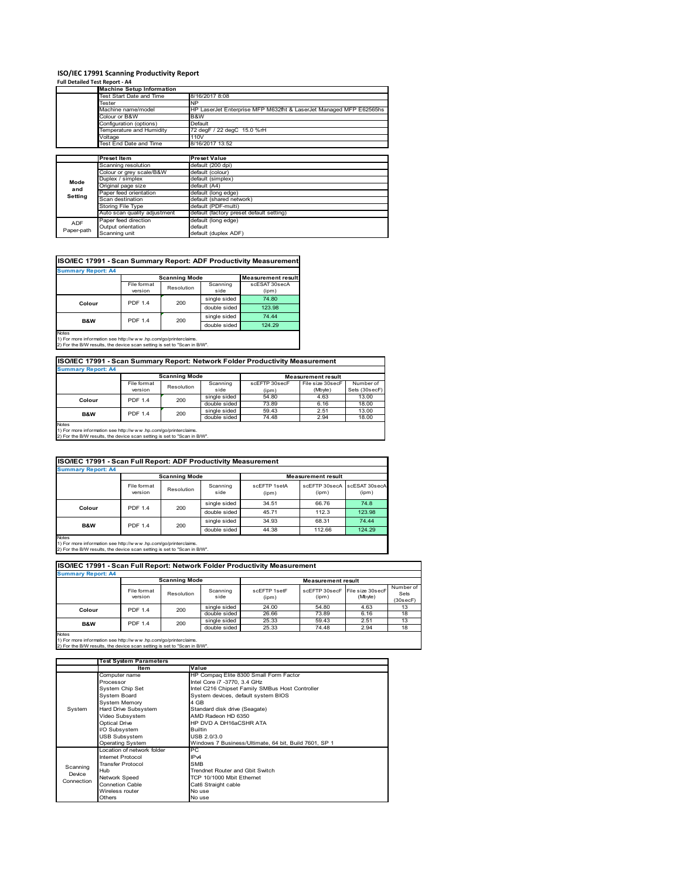# ISO/IEC 17991 Scanning Productivity Report

**Full Detailed Test Report - A4**

| | Machine Setup Information | |
|---|---|---|
| | Test Start Date and Time | 8/16/2017 8:08 |
| | Tester | NP |
| | Machine name/model | HP LaserJet Enterprise MFP M632fht & LaserJet Managed MFP E62565hs |
| | Colour or B&W | B&W |
| | Configuration (options) | Default |
| | Temperature and Humidity | 72 degF / 22 degC 15.0 %rH |
| | Voltage | 110V |
| | Test End Date and Time | 8/16/2017 13:52 |

| | Preset Item | Preset Value |
|---|---|---|
| Mode and Setting | Scanning resolution | default (200 dpi) |
| | Colour or grey scale/B&W | default (colour) |
| | Duplex / simplex | default (simplex) |
| | Original page size | default (A4) |
| | Paper feed orientation | default (long edge) |
| | Scan destination | default (shared network) |
| | Storing File Type | default (PDF-multi) |
| | Auto scan quality adjustment | default (factory preset default setting) |
| ADF Paper-path | Paper feed direction | default (long edge) |
| | Output orientation | default |
| | Scanning unit | default (duplex ADF) |

## ISO/IEC 17991 - Scan Summary Report: ADF Productivity Measurement

**Summary Report: A4**

| | Scanning Mode | | | Measurement result |
|---|---|---|---|---|
| | File format version | Resolution | Scanning side | scESAT 30secA (ipm) |
| Colour | PDF 1.4 | 200 | single sided | 74.80 |
| | | | double sided | 123.98 |
| B&W | PDF 1.4 | 200 | single sided | 74.44 |
| | | | double sided | 124.29 |

Notes
1) For more information see http://www.hp.com/go/printerclaims.
2) For the B/W results, the device scan setting is set to "Scan in B/W".

## ISO/IEC 17991 - Scan Summary Report: Network Folder Productivity Measurement

**Summary Report: A4**

| | Scanning Mode | | | Measurement result | | |
|---|---|---|---|---|---|---|
| | File format version | Resolution | Scanning side | scEFTP 30secF (ipm) | File size 30secF (Mbyte) | Number of Sets (30secF) |
| Colour | PDF 1.4 | 200 | single sided | 54.80 | 4.63 | 13.00 |
| | | | double sided | 73.89 | 6.16 | 18.00 |
| B&W | PDF 1.4 | 200 | single sided | 59.43 | 2.51 | 13.00 |
| | | | double sided | 74.48 | 2.94 | 18.00 |

Notes
1) For more information see http://www.hp.com/go/printerclaims.
2) For the B/W results, the device scan setting is set to "Scan in B/W".

## ISO/IEC 17991 - Scan Full Report: ADF Productivity Measurement

**Summary Report: A4**

| | Scanning Mode | | | Measurement result | | |
|---|---|---|---|---|---|---|
| | File format version | Resolution | Scanning side | scEFTP 1setA (ipm) | scEFTP 30secA (ipm) | scESAT 30secA (ipm) |
| Colour | PDF 1.4 | 200 | single sided | 34.51 | 66.76 | 74.8 |
| | | | double sided | 45.71 | 112.3 | 123.98 |
| B&W | PDF 1.4 | 200 | single sided | 34.93 | 68.31 | 74.44 |
| | | | double sided | 44.38 | 112.66 | 124.29 |

Notes
1) For more information see http://www.hp.com/go/printerclaims.
2) For the B/W results, the device scan setting is set to "Scan in B/W".

## ISO/IEC 17991 - Scan Full Report: Network Folder Productivity Measurement

**Summary Report: A4**

| | Scanning Mode | | | Measurement result | | | |
|---|---|---|---|---|---|---|---|
| | File format version | Resolution | Scanning side | scEFTP 1setF (ipm) | scEFTP 30secF (ipm) | File size 30secF (Mbyte) | Number of Sets (30secF) |
| Colour | PDF 1.4 | 200 | single sided | 24.00 | 54.80 | 4.63 | 13 |
| | | | double sided | 26.66 | 73.89 | 6.16 | 18 |
| B&W | PDF 1.4 | 200 | single sided | 25.33 | 59.43 | 2.51 | 13 |
| | | | double sided | 25.33 | 74.48 | 2.94 | 18 |

Notes
1) For more information see http://www.hp.com/go/printerclaims.
2) For the B/W results, the device scan setting is set to "Scan in B/W".

| | Test System Parameters | |
|---|---|---|
| | Item | Value |
| System | Computer name | HP Compaq Elite 8300 Small Form Factor |
| | Processor | Intel Core i7 -3770, 3.4 GHz |
| | System Chip Set | Intel C216 Chipset Family SMBus Host Controller |
| | System Board | System devices, default system BIOS |
| | System Memory | 4 GB |
| | Hard Drive Subsystem | Standard disk drive (Seagate) |
| | Video Subsystem | AMD Radeon HD 6350 |
| | Optical Drive | HP DVD A DH16aCSHR ATA |
| | I/O Subsystem | Builtin |
| | USB Subsystem | USB 2.0/3.0 |
| | Operating System | Windows 7 Business/Ultimate, 64 bit, Build 7601, SP 1 |
| Scanning Device Connection | Location of network folder | PC |
| | Internet Protocol | IPv4 |
| | Transfer Protocol | SMB |
| | Hub | Trendnet Router and Gbit Switch |
| | Network Speed | TCP 10/1000 Mbit Ethernet |
| | Connetion Cable | Cat6 Straight cable |
| | Wireless router | No use |
| | Others | No use |